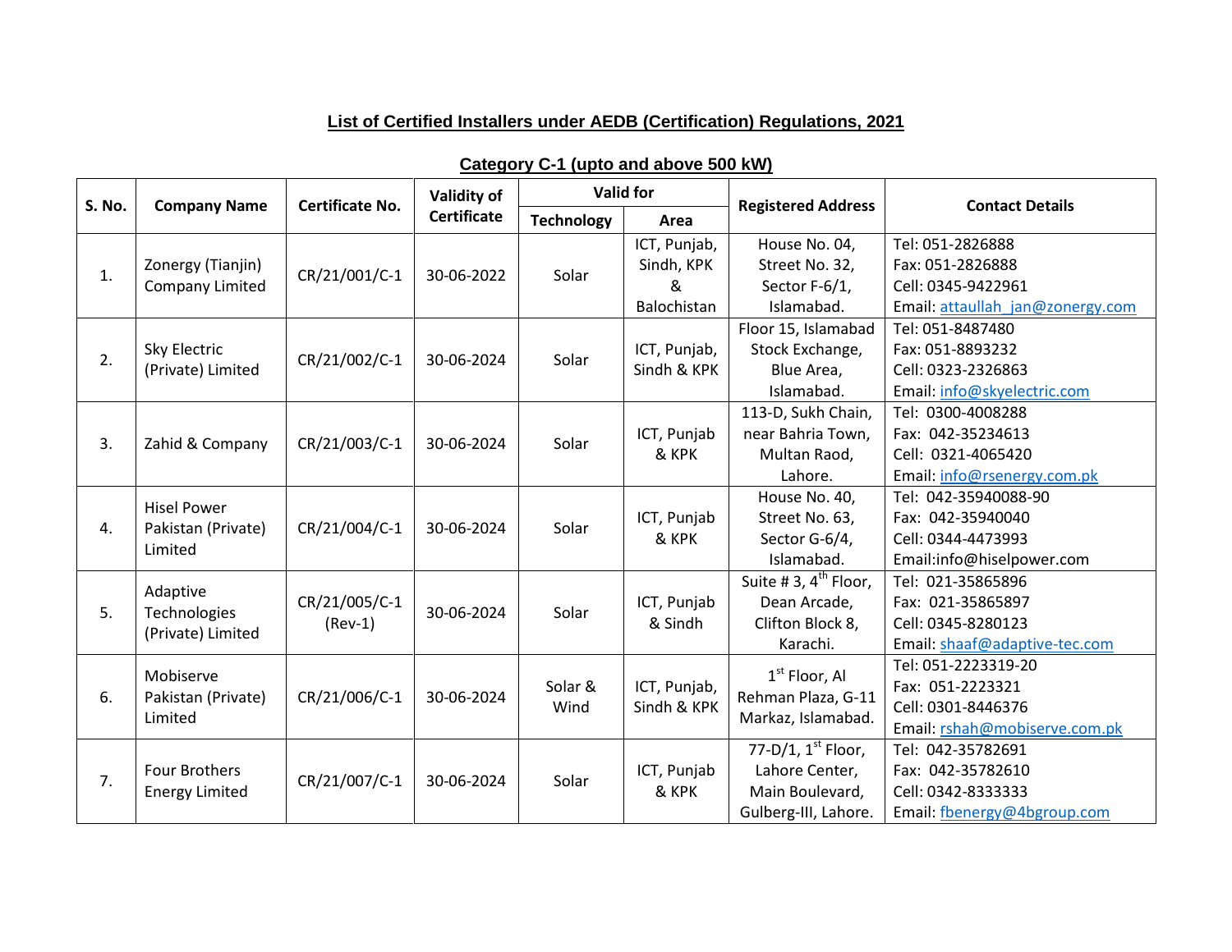## List of Certified Installers under AEDB (Certification) Regulations, 2021

### Category C-1 (upto and above 500 kW)

| S. No. | Company Name | Certificate No. | Validity of Certificate | Valid for | | Registered Address | Contact Details |
|---|---|---|---|---|---|---|---|
| | | | | Technology | Area | | |
| 1. | Zonergy (Tianjin) Company Limited | CR/21/001/C-1 | 30-06-2022 | Solar | ICT, Punjab, Sindh, KPK & Balochistan | House No. 04, Street No. 32, Sector F-6/1, Islamabad. | Tel: 051-2826888<br>Fax: 051-2826888<br>Cell: 0345-9422961<br>Email: attaullah_jan@zonergy.com |
| 2. | Sky Electric (Private) Limited | CR/21/002/C-1 | 30-06-2024 | Solar | ICT, Punjab, Sindh & KPK | Floor 15, Islamabad Stock Exchange, Blue Area, Islamabad. | Tel: 051-8487480<br>Fax: 051-8893232<br>Cell: 0323-2326863<br>Email: info@skyelectric.com |
| 3. | Zahid & Company | CR/21/003/C-1 | 30-06-2024 | Solar | ICT, Punjab & KPK | 113-D, Sukh Chain, near Bahria Town, Multan Raod, Lahore. | Tel: 0300-4008288<br>Fax: 042-35234613<br>Cell: 0321-4065420<br>Email: info@rsenergy.com.pk |
| 4. | Hisel Power Pakistan (Private) Limited | CR/21/004/C-1 | 30-06-2024 | Solar | ICT, Punjab & KPK | House No. 40, Street No. 63, Sector G-6/4, Islamabad. | Tel: 042-35940088-90<br>Fax: 042-35940040<br>Cell: 0344-4473993<br>Email:info@hiselpower.com |
| 5. | Adaptive Technologies (Private) Limited | CR/21/005/C-1 (Rev-1) | 30-06-2024 | Solar | ICT, Punjab & Sindh | Suite # 3, 4th Floor, Dean Arcade, Clifton Block 8, Karachi. | Tel: 021-35865896<br>Fax: 021-35865897<br>Cell: 0345-8280123<br>Email: shaaf@adaptive-tec.com |
| 6. | Mobiserve Pakistan (Private) Limited | CR/21/006/C-1 | 30-06-2024 | Solar & Wind | ICT, Punjab, Sindh & KPK | 1st Floor, Al Rehman Plaza, G-11 Markaz, Islamabad. | Tel: 051-2223319-20<br>Fax: 051-2223321<br>Cell: 0301-8446376<br>Email: rshah@mobiserve.com.pk |
| 7. | Four Brothers Energy Limited | CR/21/007/C-1 | 30-06-2024 | Solar | ICT, Punjab & KPK | 77-D/1, 1st Floor, Lahore Center, Main Boulevard, Gulberg-III, Lahore. | Tel: 042-35782691<br>Fax: 042-35782610<br>Cell: 0342-8333333<br>Email: fbenergy@4bgroup.com |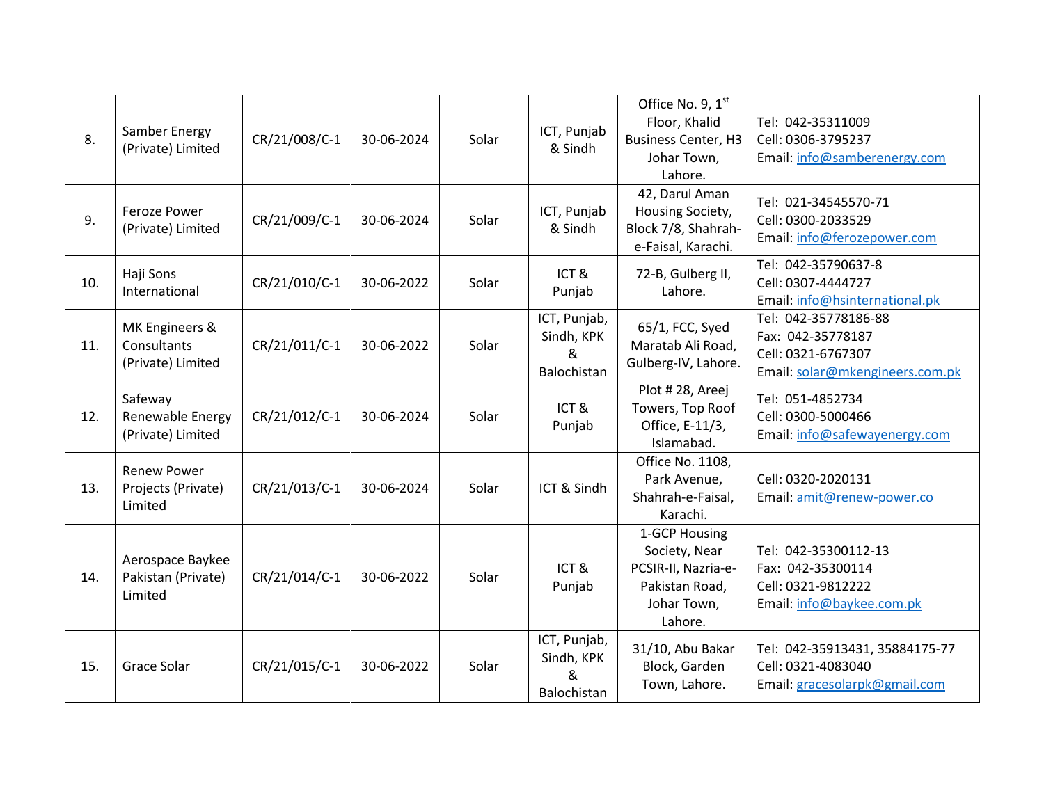| 8. | Samber Energy (Private) Limited | CR/21/008/C-1 | 30-06-2024 | Solar | ICT, Punjab & Sindh | Office No. 9, 1st Floor, Khalid Business Center, H3 Johar Town, Lahore. | Tel: 042-35311009<br>Cell: 0306-3795237<br>Email: info@samberenergy.com |
|---|---|---|---|---|---|---|---|
| 9. | Feroze Power (Private) Limited | CR/21/009/C-1 | 30-06-2024 | Solar | ICT, Punjab & Sindh | 42, Darul Aman Housing Society, Block 7/8, Shahrah-e-Faisal, Karachi. | Tel: 021-34545570-71<br>Cell: 0300-2033529<br>Email: info@ferozepower.com |
| 10. | Haji Sons International | CR/21/010/C-1 | 30-06-2022 | Solar | ICT & Punjab | 72-B, Gulberg II, Lahore. | Tel: 042-35790637-8<br>Cell: 0307-4444727<br>Email: info@hsinternational.pk |
| 11. | MK Engineers & Consultants (Private) Limited | CR/21/011/C-1 | 30-06-2022 | Solar | ICT, Punjab, Sindh, KPK & Balochistan | 65/1, FCC, Syed Maratab Ali Road, Gulberg-IV, Lahore. | Tel: 042-35778186-88<br>Fax: 042-35778187<br>Cell: 0321-6767307<br>Email: solar@mkengineers.com.pk |
| 12. | Safeway Renewable Energy (Private) Limited | CR/21/012/C-1 | 30-06-2024 | Solar | ICT & Punjab | Plot # 28, Areej Towers, Top Roof Office, E-11/3, Islamabad. | Tel: 051-4852734<br>Cell: 0300-5000466<br>Email: info@safewayenergy.com |
| 13. | Renew Power Projects (Private) Limited | CR/21/013/C-1 | 30-06-2024 | Solar | ICT & Sindh | Office No. 1108, Park Avenue, Shahrah-e-Faisal, Karachi. | Cell: 0320-2020131<br>Email: amit@renew-power.co |
| 14. | Aerospace Baykee Pakistan (Private) Limited | CR/21/014/C-1 | 30-06-2022 | Solar | ICT & Punjab | 1-GCP Housing Society, Near PCSIR-II, Nazria-e-Pakistan Road, Johar Town, Lahore. | Tel: 042-35300112-13<br>Fax: 042-35300114<br>Cell: 0321-9812222<br>Email: info@baykee.com.pk |
| 15. | Grace Solar | CR/21/015/C-1 | 30-06-2022 | Solar | ICT, Punjab, Sindh, KPK & Balochistan | 31/10, Abu Bakar Block, Garden Town, Lahore. | Tel: 042-35913431, 35884175-77<br>Cell: 0321-4083040<br>Email: gracesolarpk@gmail.com |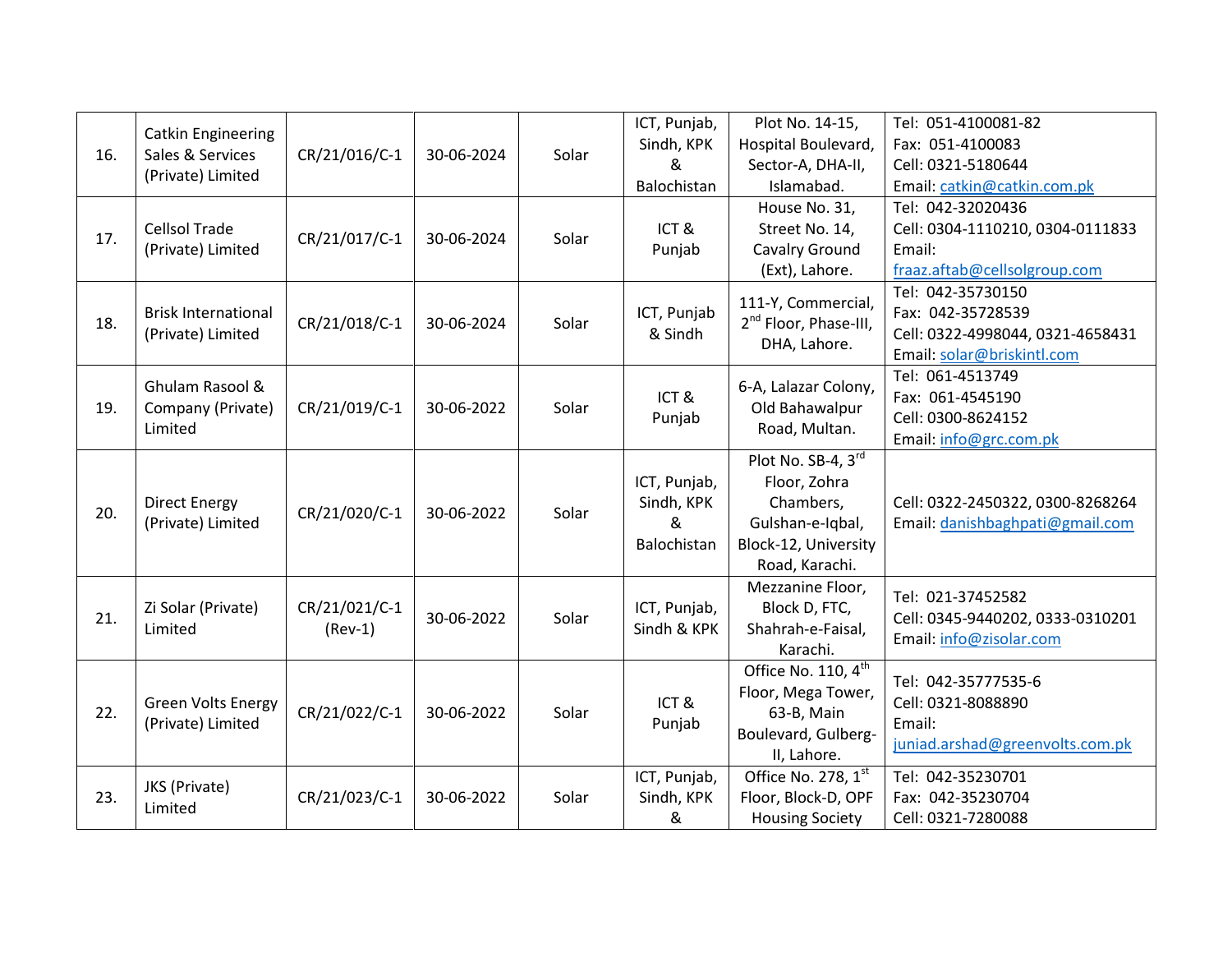| 16. | Catkin Engineering Sales & Services (Private) Limited | CR/21/016/C-1 | 30-06-2024 | Solar | ICT, Punjab, Sindh, KPK & Balochistan | Plot No. 14-15, Hospital Boulevard, Sector-A, DHA-II, Islamabad. | Tel: 051-4100081-82<br>Fax: 051-4100083<br>Cell: 0321-5180644<br>Email: catkin@catkin.com.pk |
|---|---|---|---|---|---|---|---|
| 17. | Cellsol Trade (Private) Limited | CR/21/017/C-1 | 30-06-2024 | Solar | ICT & Punjab | House No. 31, Street No. 14, Cavalry Ground (Ext), Lahore. | Tel: 042-32020436<br>Cell: 0304-1110210, 0304-0111833<br>Email: fraaz.aftab@cellsolgroup.com |
| 18. | Brisk International (Private) Limited | CR/21/018/C-1 | 30-06-2024 | Solar | ICT, Punjab & Sindh | 111-Y, Commercial, 2nd Floor, Phase-III, DHA, Lahore. | Tel: 042-35730150<br>Fax: 042-35728539<br>Cell: 0322-4998044, 0321-4658431<br>Email: solar@briskintl.com |
| 19. | Ghulam Rasool & Company (Private) Limited | CR/21/019/C-1 | 30-06-2022 | Solar | ICT & Punjab | 6-A, Lalazar Colony, Old Bahawalpur Road, Multan. | Tel: 061-4513749<br>Fax: 061-4545190<br>Cell: 0300-8624152<br>Email: info@grc.com.pk |
| 20. | Direct Energy (Private) Limited | CR/21/020/C-1 | 30-06-2022 | Solar | ICT, Punjab, Sindh, KPK & Balochistan | Plot No. SB-4, 3rd Floor, Zohra Chambers, Gulshan-e-Iqbal, Block-12, University Road, Karachi. | Cell: 0322-2450322, 0300-8268264<br>Email: danishbaghpati@gmail.com |
| 21. | Zi Solar (Private) Limited | CR/21/021/C-1 (Rev-1) | 30-06-2022 | Solar | ICT, Punjab, Sindh & KPK | Mezzanine Floor, Block D, FTC, Shahrah-e-Faisal, Karachi. | Tel: 021-37452582<br>Cell: 0345-9440202, 0333-0310201<br>Email: info@zisolar.com |
| 22. | Green Volts Energy (Private) Limited | CR/21/022/C-1 | 30-06-2022 | Solar | ICT & Punjab | Office No. 110, 4th Floor, Mega Tower, 63-B, Main Boulevard, Gulberg-II, Lahore. | Tel: 042-35777535-6<br>Cell: 0321-8088890<br>Email: juniad.arshad@greenvolts.com.pk |
| 23. | JKS (Private) Limited | CR/21/023/C-1 | 30-06-2022 | Solar | ICT, Punjab, Sindh, KPK & | Office No. 278, 1st Floor, Block-D, OPF Housing Society | Tel: 042-35230701<br>Fax: 042-35230704<br>Cell: 0321-7280088 |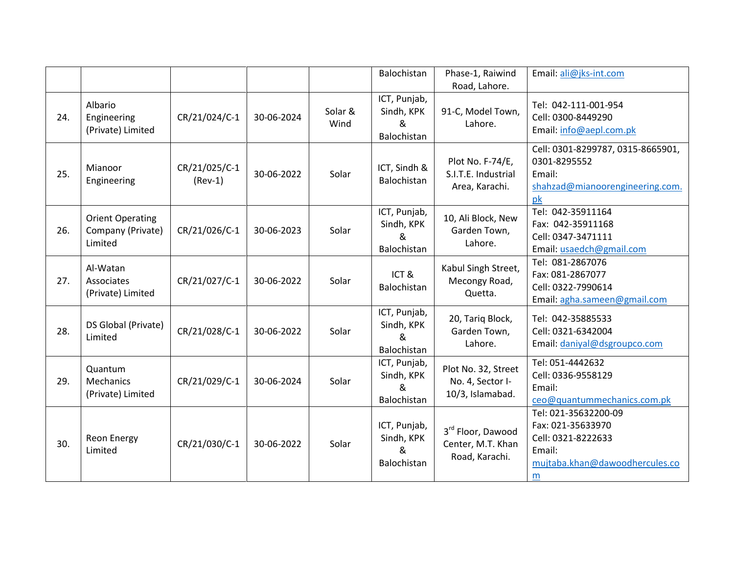| | | | | | Balochistan | Phase-1, Raiwind Road, Lahore. | Email: ali@jks-int.com |
|---|---|---|---|---|---|---|---|
| 24. | Albario Engineering (Private) Limited | CR/21/024/C-1 | 30-06-2024 | Solar & Wind | ICT, Punjab, Sindh, KPK & Balochistan | 91-C, Model Town, Lahore. | Tel: 042-111-001-954<br>Cell: 0300-8449290<br>Email: info@aepl.com.pk |
| 25. | Mianoor Engineering | CR/21/025/C-1 (Rev-1) | 30-06-2022 | Solar | ICT, Sindh & Balochistan | Plot No. F-74/E, S.I.T.E. Industrial Area, Karachi. | Cell: 0301-8299787, 0315-8665901, 0301-8295552<br>Email: shahzad@mianoorengineering.com.pk |
| 26. | Orient Operating Company (Private) Limited | CR/21/026/C-1 | 30-06-2023 | Solar | ICT, Punjab, Sindh, KPK & Balochistan | 10, Ali Block, New Garden Town, Lahore. | Tel: 042-35911164<br>Fax: 042-35911168<br>Cell: 0347-3471111<br>Email: usaedch@gmail.com |
| 27. | Al-Watan Associates (Private) Limited | CR/21/027/C-1 | 30-06-2022 | Solar | ICT & Balochistan | Kabul Singh Street, Mecongy Road, Quetta. | Tel: 081-2867076<br>Fax: 081-2867077<br>Cell: 0322-7990614<br>Email: agha.sameen@gmail.com |
| 28. | DS Global (Private) Limited | CR/21/028/C-1 | 30-06-2022 | Solar | ICT, Punjab, Sindh, KPK & Balochistan | 20, Tariq Block, Garden Town, Lahore. | Tel: 042-35885533<br>Cell: 0321-6342004<br>Email: daniyal@dsgroupco.com |
| 29. | Quantum Mechanics (Private) Limited | CR/21/029/C-1 | 30-06-2024 | Solar | ICT, Punjab, Sindh, KPK & Balochistan | Plot No. 32, Street No. 4, Sector I-10/3, Islamabad. | Tel: 051-4442632<br>Cell: 0336-9558129<br>Email: ceo@quantummechanics.com.pk |
| 30. | Reon Energy Limited | CR/21/030/C-1 | 30-06-2022 | Solar | ICT, Punjab, Sindh, KPK & Balochistan | 3rd Floor, Dawood Center, M.T. Khan Road, Karachi. | Tel: 021-35632200-09<br>Fax: 021-35633970<br>Cell: 0321-8222633<br>Email: mujtaba.khan@dawoodhercules.com |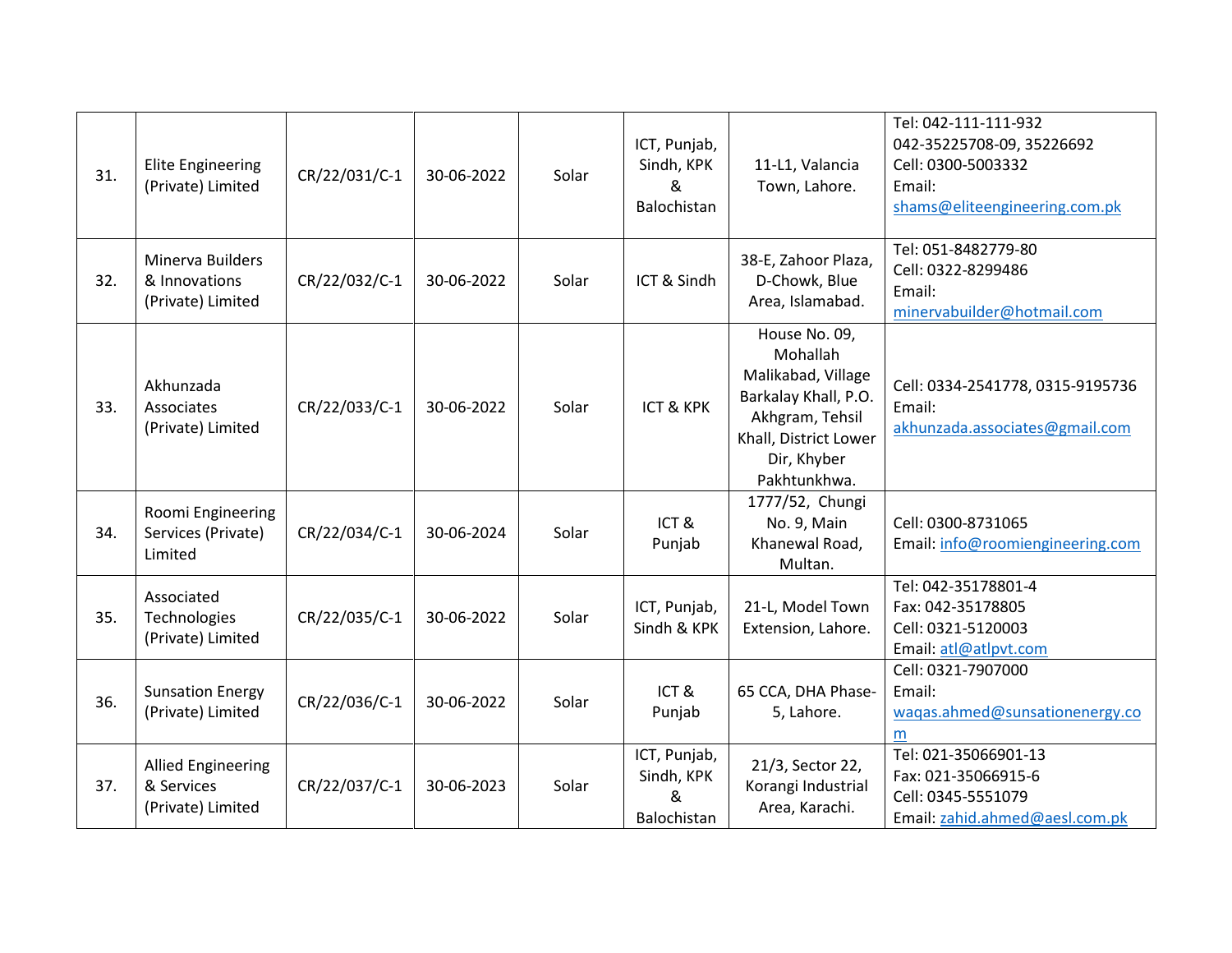| 31. | Elite Engineering (Private) Limited | CR/22/031/C-1 | 30-06-2022 | Solar | ICT, Punjab, Sindh, KPK & Balochistan | 11-L1, Valancia Town, Lahore. | Tel: 042-111-111-932<br>042-35225708-09, 35226692<br>Cell: 0300-5003332<br>Email: shams@eliteengineering.com.pk |
|---|---|---|---|---|---|---|---|
| 32. | Minerva Builders & Innovations (Private) Limited | CR/22/032/C-1 | 30-06-2022 | Solar | ICT & Sindh | 38-E, Zahoor Plaza, D-Chowk, Blue Area, Islamabad. | Tel: 051-8482779-80<br>Cell: 0322-8299486<br>Email: minervabuilder@hotmail.com |
| 33. | Akhunzada Associates (Private) Limited | CR/22/033/C-1 | 30-06-2022 | Solar | ICT & KPK | House No. 09, Mohallah Malikabad, Village Barkalay Khall, P.O. Akhgram, Tehsil Khall, District Lower Dir, Khyber Pakhtunkhwa. | Cell: 0334-2541778, 0315-9195736<br>Email: akhunzada.associates@gmail.com |
| 34. | Roomi Engineering Services (Private) Limited | CR/22/034/C-1 | 30-06-2024 | Solar | ICT & Punjab | 1777/52, Chungi No. 9, Main Khanewal Road, Multan. | Cell: 0300-8731065<br>Email: info@roomiengineering.com |
| 35. | Associated Technologies (Private) Limited | CR/22/035/C-1 | 30-06-2022 | Solar | ICT, Punjab, Sindh & KPK | 21-L, Model Town Extension, Lahore. | Tel: 042-35178801-4<br>Fax: 042-35178805<br>Cell: 0321-5120003<br>Email: atl@atlpvt.com |
| 36. | Sunsation Energy (Private) Limited | CR/22/036/C-1 | 30-06-2022 | Solar | ICT & Punjab | 65 CCA, DHA Phase-5, Lahore. | Cell: 0321-7907000<br>Email: waqas.ahmed@sunsationenergy.com |
| 37. | Allied Engineering & Services (Private) Limited | CR/22/037/C-1 | 30-06-2023 | Solar | ICT, Punjab, Sindh, KPK & Balochistan | 21/3, Sector 22, Korangi Industrial Area, Karachi. | Tel: 021-35066901-13<br>Fax: 021-35066915-6<br>Cell: 0345-5551079<br>Email: zahid.ahmed@aesl.com.pk |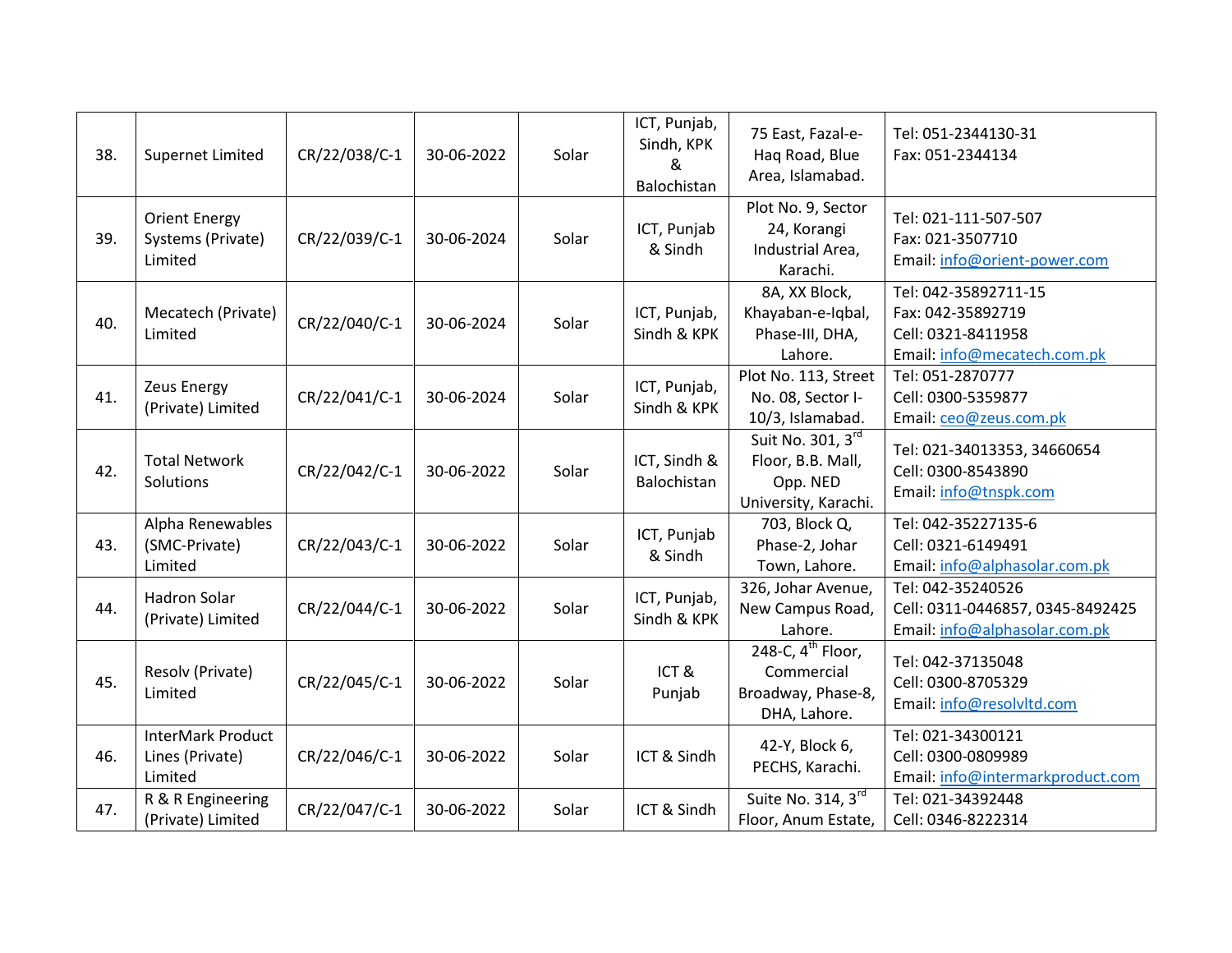| 38. | Supernet Limited | CR/22/038/C-1 | 30-06-2022 | Solar | ICT, Punjab, Sindh, KPK & Balochistan | 75 East, Fazal-e-Haq Road, Blue Area, Islamabad. | Tel: 051-2344130-31<br>Fax: 051-2344134 |
|---|---|---|---|---|---|---|---|
| 39. | Orient Energy Systems (Private) Limited | CR/22/039/C-1 | 30-06-2024 | Solar | ICT, Punjab & Sindh | Plot No. 9, Sector 24, Korangi Industrial Area, Karachi. | Tel: 021-111-507-507<br>Fax: 021-3507710<br>Email: info@orient-power.com |
| 40. | Mecatech (Private) Limited | CR/22/040/C-1 | 30-06-2024 | Solar | ICT, Punjab, Sindh & KPK | 8A, XX Block, Khayaban-e-Iqbal, Phase-III, DHA, Lahore. | Tel: 042-35892711-15<br>Fax: 042-35892719<br>Cell: 0321-8411958<br>Email: info@mecatech.com.pk |
| 41. | Zeus Energy (Private) Limited | CR/22/041/C-1 | 30-06-2024 | Solar | ICT, Punjab, Sindh & KPK | Plot No. 113, Street No. 08, Sector I-10/3, Islamabad. | Tel: 051-2870777<br>Cell: 0300-5359877<br>Email: ceo@zeus.com.pk |
| 42. | Total Network Solutions | CR/22/042/C-1 | 30-06-2022 | Solar | ICT, Sindh & Balochistan | Suit No. 301, 3rd Floor, B.B. Mall, Opp. NED University, Karachi. | Tel: 021-34013353, 34660654<br>Cell: 0300-8543890<br>Email: info@tnspk.com |
| 43. | Alpha Renewables (SMC-Private) Limited | CR/22/043/C-1 | 30-06-2022 | Solar | ICT, Punjab & Sindh | 703, Block Q, Phase-2, Johar Town, Lahore. | Tel: 042-35227135-6<br>Cell: 0321-6149491<br>Email: info@alphasolar.com.pk |
| 44. | Hadron Solar (Private) Limited | CR/22/044/C-1 | 30-06-2022 | Solar | ICT, Punjab, Sindh & KPK | 326, Johar Avenue, New Campus Road, Lahore. | Tel: 042-35240526<br>Cell: 0311-0446857, 0345-8492425<br>Email: info@alphasolar.com.pk |
| 45. | Resolv (Private) Limited | CR/22/045/C-1 | 30-06-2022 | Solar | ICT & Punjab | 248-C, 4th Floor, Commercial Broadway, Phase-8, DHA, Lahore. | Tel: 042-37135048<br>Cell: 0300-8705329<br>Email: info@resolvltd.com |
| 46. | InterMark Product Lines (Private) Limited | CR/22/046/C-1 | 30-06-2022 | Solar | ICT & Sindh | 42-Y, Block 6, PECHS, Karachi. | Tel: 021-34300121<br>Cell: 0300-0809989<br>Email: info@intermarkproduct.com |
| 47. | R & R Engineering (Private) Limited | CR/22/047/C-1 | 30-06-2022 | Solar | ICT & Sindh | Suite No. 314, 3rd Floor, Anum Estate, | Tel: 021-34392448<br>Cell: 0346-8222314 |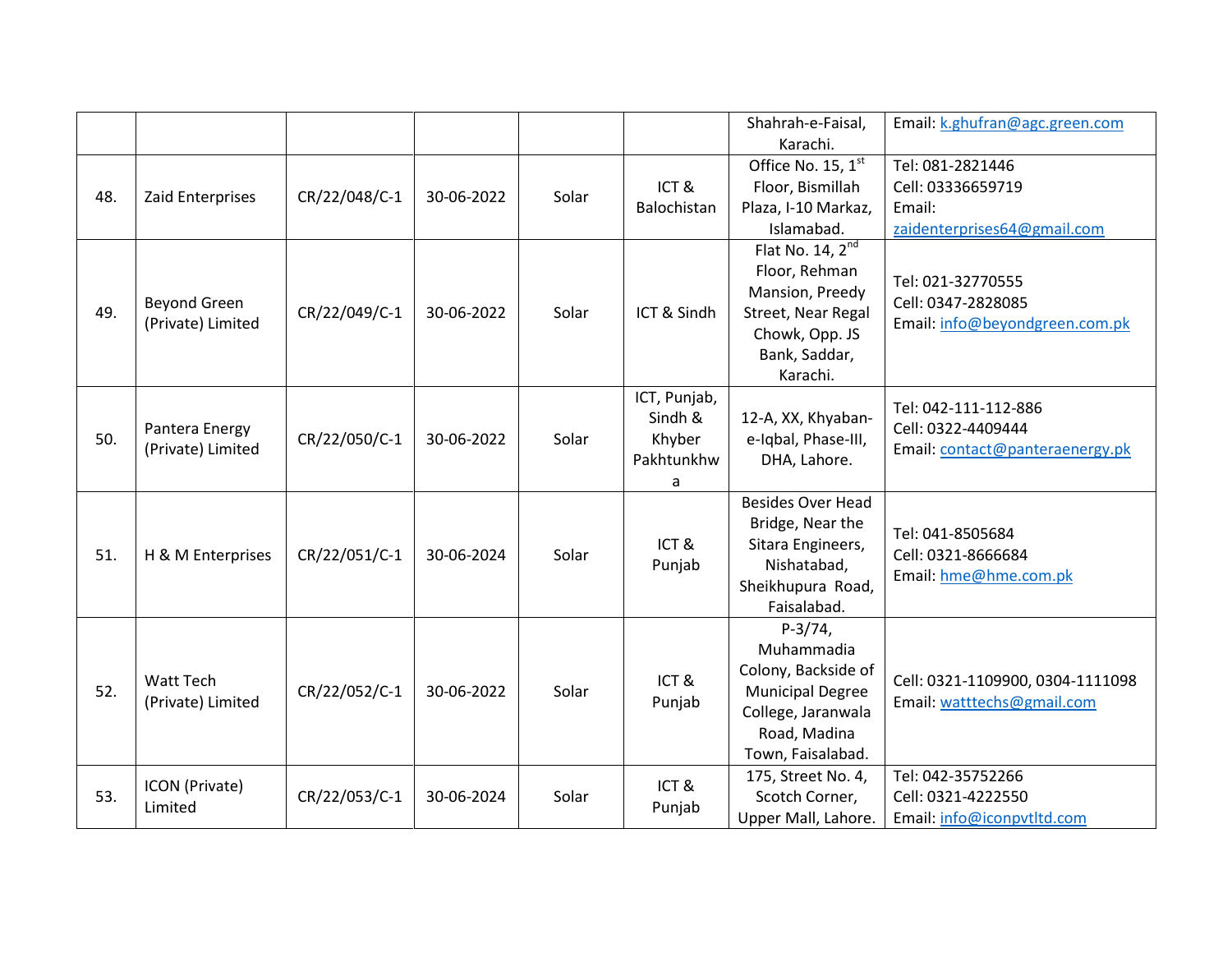| | | | | | | | |
|---|---|---|---|---|---|---|---|
| | | | | | | Shahrah-e-Faisal, Karachi. | Email: k.ghufran@agc.green.com |
| 48. | Zaid Enterprises | CR/22/048/C-1 | 30-06-2022 | Solar | ICT & Balochistan | Office No. 15, 1st Floor, Bismillah Plaza, I-10 Markaz, Islamabad. | Tel: 081-2821446<br>Cell: 03336659719<br>Email: zaidenterprises64@gmail.com |
| 49. | Beyond Green (Private) Limited | CR/22/049/C-1 | 30-06-2022 | Solar | ICT & Sindh | Flat No. 14, 2nd Floor, Rehman Mansion, Preedy Street, Near Regal Chowk, Opp. JS Bank, Saddar, Karachi. | Tel: 021-32770555<br>Cell: 0347-2828085<br>Email: info@beyondgreen.com.pk |
| 50. | Pantera Energy (Private) Limited | CR/22/050/C-1 | 30-06-2022 | Solar | ICT, Punjab, Sindh & Khyber Pakhtunkhwa | 12-A, XX, Khyaban-e-Iqbal, Phase-III, DHA, Lahore. | Tel: 042-111-112-886<br>Cell: 0322-4409444<br>Email: contact@panteraenergy.pk |
| 51. | H & M Enterprises | CR/22/051/C-1 | 30-06-2024 | Solar | ICT & Punjab | Besides Over Head Bridge, Near the Sitara Engineers, Nishatabad, Sheikhupura Road, Faisalabad. | Tel: 041-8505684<br>Cell: 0321-8666684<br>Email: hme@hme.com.pk |
| 52. | Watt Tech (Private) Limited | CR/22/052/C-1 | 30-06-2022 | Solar | ICT & Punjab | P-3/74, Muhammadia Colony, Backside of Municipal Degree College, Jaranwala Road, Madina Town, Faisalabad. | Cell: 0321-1109900, 0304-1111098<br>Email: watttechs@gmail.com |
| 53. | ICON (Private) Limited | CR/22/053/C-1 | 30-06-2024 | Solar | ICT & Punjab | 175, Street No. 4, Scotch Corner, Upper Mall, Lahore. | Tel: 042-35752266<br>Cell: 0321-4222550<br>Email: info@iconpvtltd.com |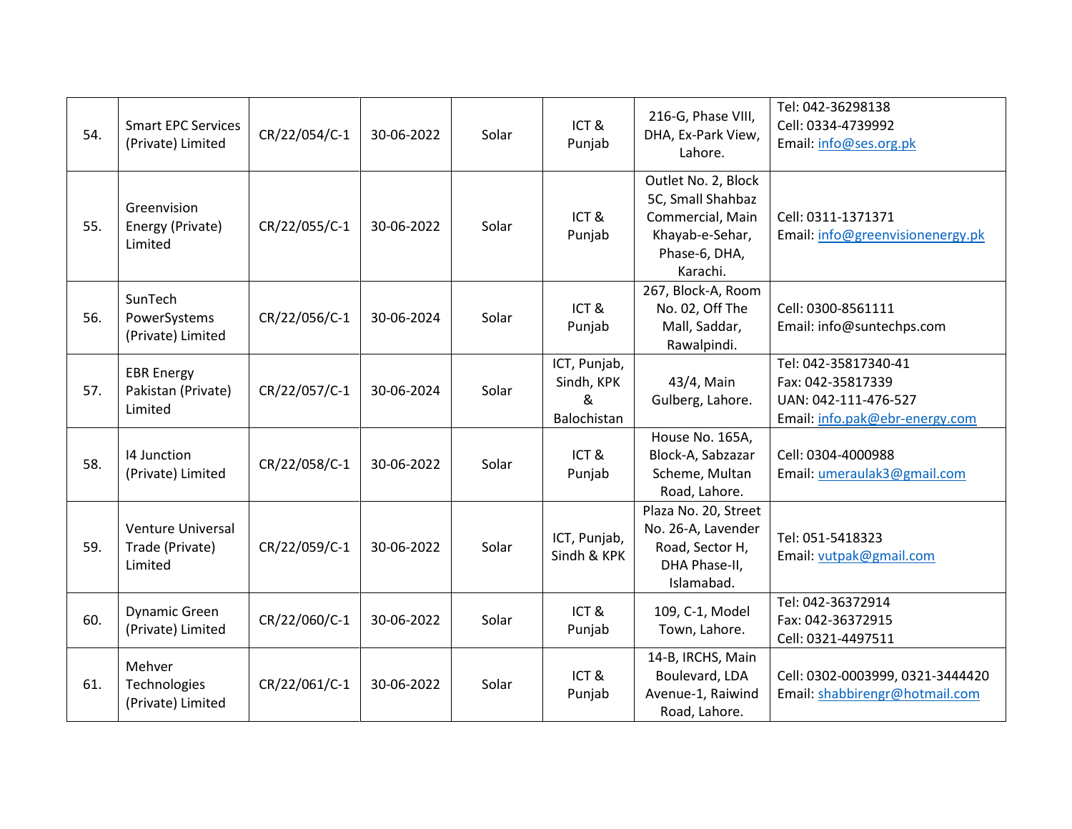| 54. | Smart EPC Services (Private) Limited | CR/22/054/C-1 | 30-06-2022 | Solar | ICT & Punjab | 216-G, Phase VIII, DHA, Ex-Park View, Lahore. | Tel: 042-36298138<br>Cell: 0334-4739992<br>Email: info@ses.org.pk |
|---|---|---|---|---|---|---|---|
| 55. | Greenvision Energy (Private) Limited | CR/22/055/C-1 | 30-06-2022 | Solar | ICT & Punjab | Outlet No. 2, Block 5C, Small Shahbaz Commercial, Main Khayab-e-Sehar, Phase-6, DHA, Karachi. | Cell: 0311-1371371<br>Email: info@greenvisionenergy.pk |
| 56. | SunTech PowerSystems (Private) Limited | CR/22/056/C-1 | 30-06-2024 | Solar | ICT & Punjab | 267, Block-A, Room No. 02, Off The Mall, Saddar, Rawalpindi. | Cell: 0300-8561111<br>Email: info@suntechps.com |
| 57. | EBR Energy Pakistan (Private) Limited | CR/22/057/C-1 | 30-06-2024 | Solar | ICT, Punjab, Sindh, KPK & Balochistan | 43/4, Main Gulberg, Lahore. | Tel: 042-35817340-41<br>Fax: 042-35817339<br>UAN: 042-111-476-527<br>Email: info.pak@ebr-energy.com |
| 58. | I4 Junction (Private) Limited | CR/22/058/C-1 | 30-06-2022 | Solar | ICT & Punjab | House No. 165A, Block-A, Sabzazar Scheme, Multan Road, Lahore. | Cell: 0304-4000988<br>Email: umeraulak3@gmail.com |
| 59. | Venture Universal Trade (Private) Limited | CR/22/059/C-1 | 30-06-2022 | Solar | ICT, Punjab, Sindh & KPK | Plaza No. 20, Street No. 26-A, Lavender Road, Sector H, DHA Phase-II, Islamabad. | Tel: 051-5418323<br>Email: vutpak@gmail.com |
| 60. | Dynamic Green (Private) Limited | CR/22/060/C-1 | 30-06-2022 | Solar | ICT & Punjab | 109, C-1, Model Town, Lahore. | Tel: 042-36372914<br>Fax: 042-36372915<br>Cell: 0321-4497511 |
| 61. | Mehver Technologies (Private) Limited | CR/22/061/C-1 | 30-06-2022 | Solar | ICT & Punjab | 14-B, IRCHS, Main Boulevard, LDA Avenue-1, Raiwind Road, Lahore. | Cell: 0302-0003999, 0321-3444420<br>Email: shabbirengr@hotmail.com |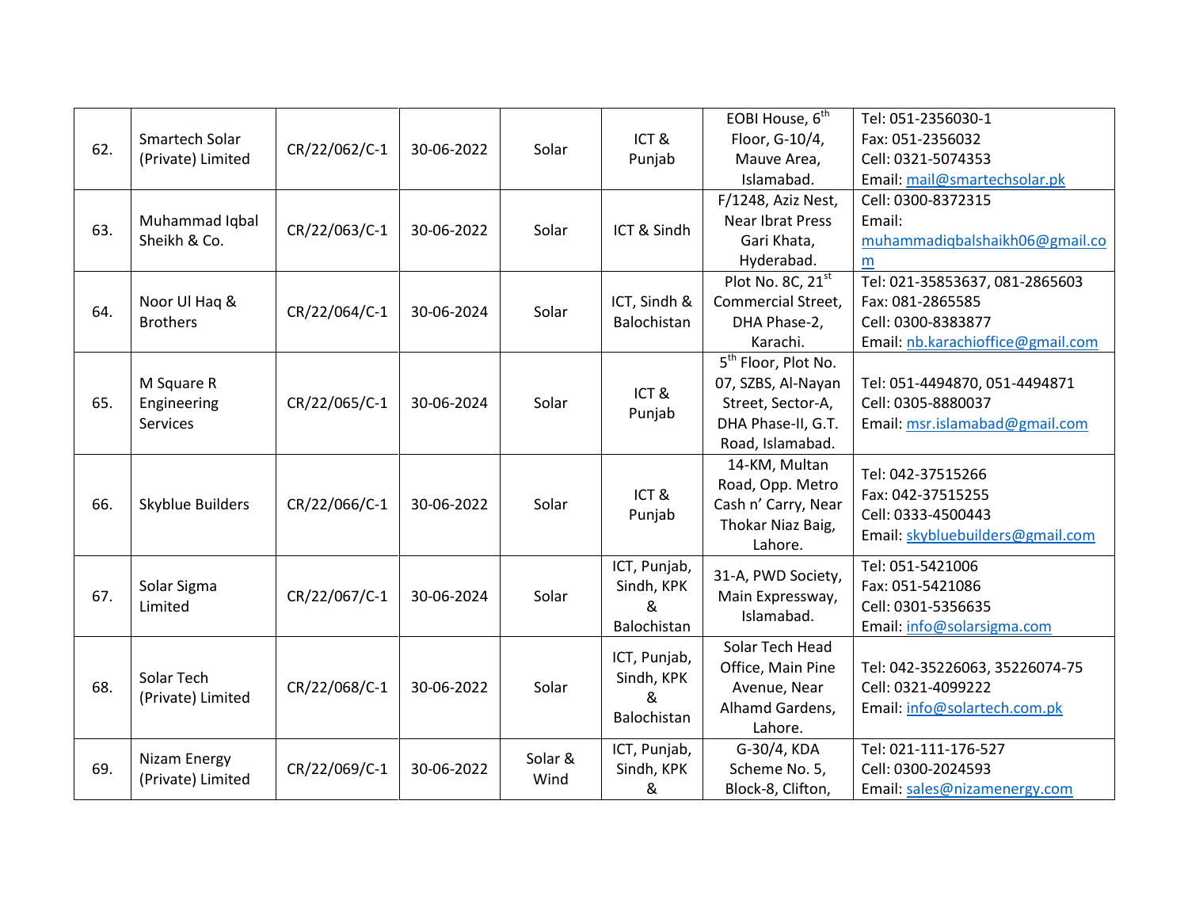| 62. | Smartech Solar (Private) Limited | CR/22/062/C-1 | 30-06-2022 | Solar | ICT & Punjab | EOBI House, 6th Floor, G-10/4, Mauve Area, Islamabad. | Tel: 051-2356030-1<br>Fax: 051-2356032<br>Cell: 0321-5074353<br>Email: mail@smartechsolar.pk |
|---|---|---|---|---|---|---|---|
| 63. | Muhammad Iqbal Sheikh & Co. | CR/22/063/C-1 | 30-06-2022 | Solar | ICT & Sindh | F/1248, Aziz Nest, Near Ibrat Press Gari Khata, Hyderabad. | Cell: 0300-8372315<br>Email: muhammadiqbalshaikh06@gmail.com |
| 64. | Noor Ul Haq & Brothers | CR/22/064/C-1 | 30-06-2024 | Solar | ICT, Sindh & Balochistan | Plot No. 8C, 21st Commercial Street, DHA Phase-2, Karachi. | Tel: 021-35853637, 081-2865603<br>Fax: 081-2865585<br>Cell: 0300-8383877<br>Email: nb.karachioffice@gmail.com |
| 65. | M Square R Engineering Services | CR/22/065/C-1 | 30-06-2024 | Solar | ICT & Punjab | 5th Floor, Plot No. 07, SZBS, Al-Nayan Street, Sector-A, DHA Phase-II, G.T. Road, Islamabad. | Tel: 051-4494870, 051-4494871<br>Cell: 0305-8880037<br>Email: msr.islamabad@gmail.com |
| 66. | Skyblue Builders | CR/22/066/C-1 | 30-06-2022 | Solar | ICT & Punjab | 14-KM, Multan Road, Opp. Metro Cash n' Carry, Near Thokar Niaz Baig, Lahore. | Tel: 042-37515266<br>Fax: 042-37515255<br>Cell: 0333-4500443<br>Email: skybluebuilders@gmail.com |
| 67. | Solar Sigma Limited | CR/22/067/C-1 | 30-06-2024 | Solar | ICT, Punjab, Sindh, KPK & Balochistan | 31-A, PWD Society, Main Expressway, Islamabad. | Tel: 051-5421006<br>Fax: 051-5421086<br>Cell: 0301-5356635<br>Email: info@solarsigma.com |
| 68. | Solar Tech (Private) Limited | CR/22/068/C-1 | 30-06-2022 | Solar | ICT, Punjab, Sindh, KPK & Balochistan | Solar Tech Head Office, Main Pine Avenue, Near Alhamd Gardens, Lahore. | Tel: 042-35226063, 35226074-75<br>Cell: 0321-4099222<br>Email: info@solartech.com.pk |
| 69. | Nizam Energy (Private) Limited | CR/22/069/C-1 | 30-06-2022 | Solar & Wind | ICT, Punjab, Sindh, KPK & | G-30/4, KDA Scheme No. 5, Block-8, Clifton, | Tel: 021-111-176-527<br>Cell: 0300-2024593<br>Email: sales@nizamenergy.com |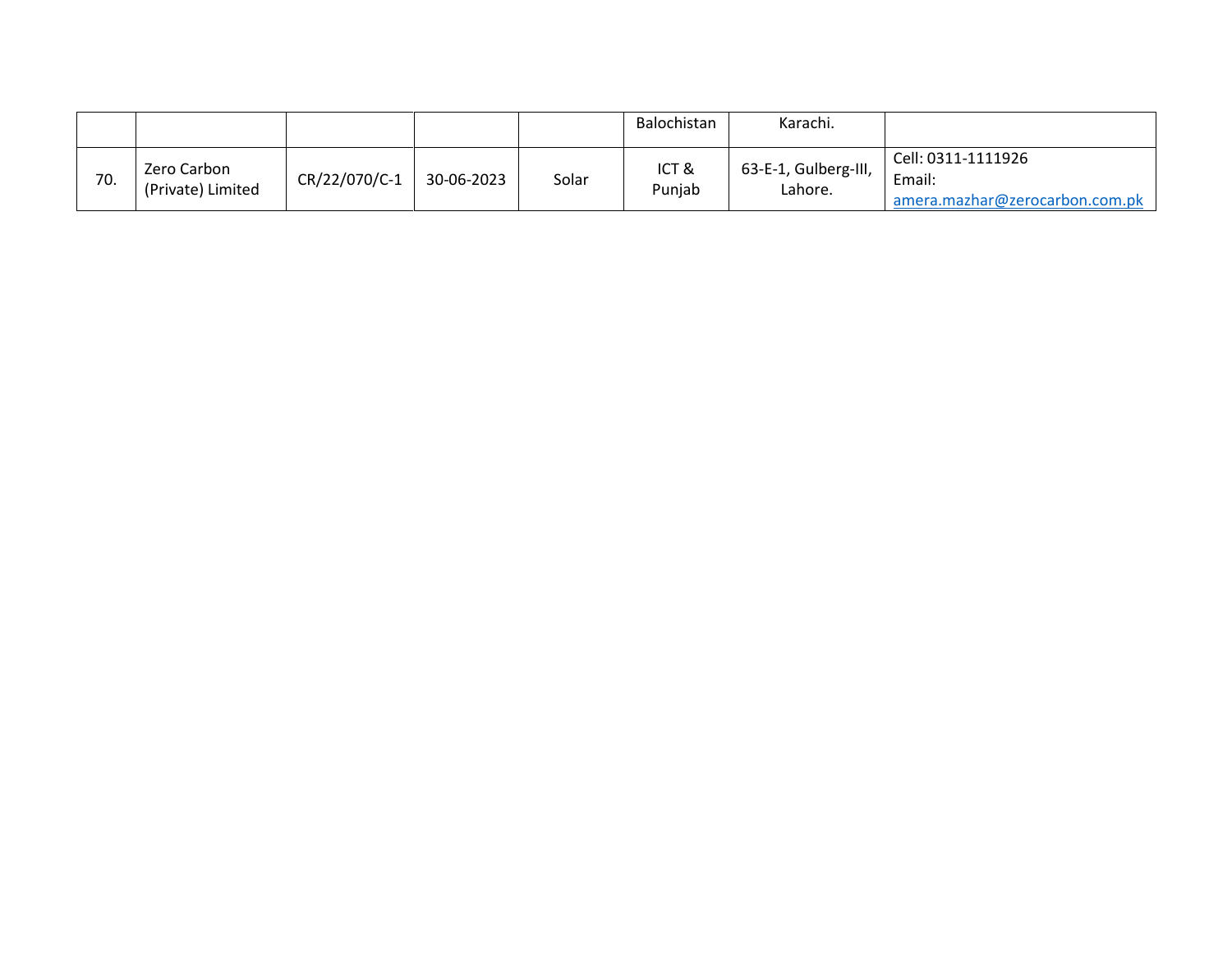| | | | | | | | |
|---|---|---|---|---|---|---|---|
| | | | | | Balochistan | Karachi. | |
| 70. | Zero Carbon (Private) Limited | CR/22/070/C-1 | 30-06-2023 | Solar | ICT & Punjab | 63-E-1, Gulberg-III, Lahore. | Cell: 0311-1111926 Email: amera.mazhar@zerocarbon.com.pk |